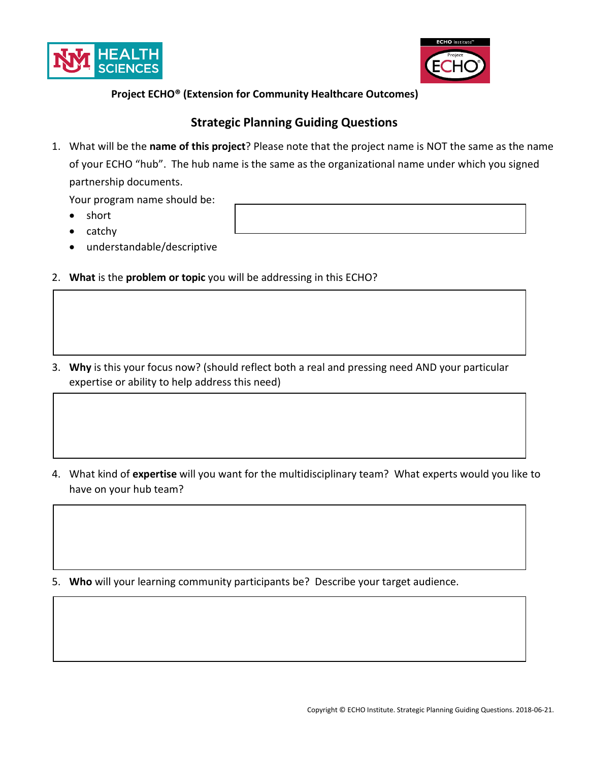**Project ECHO® (Extension for Community Healthcare Outcomes)**

## Strategic Planning Guiding Questions

1. What will be the **name of this project**? Please note that the project name is NOT the same as the name of your ECHO "hub". The hub name is the same as the organizational name under which you signed partnership documents.

   Your program name should be:

   - short
   - catchy
   - understandable/descriptive

2. **What** is the **problem or topic** you will be addressing in this ECHO?

3. **Why** is this your focus now? (should reflect both a real and pressing need AND your particular expertise or ability to help address this need)

4. What kind of **expertise** will you want for the multidisciplinary team? What experts would you like to have on your hub team?

5. **Who** will your learning community participants be? Describe your target audience.

Copyright © ECHO Institute. Strategic Planning Guiding Questions. 2018-06-21.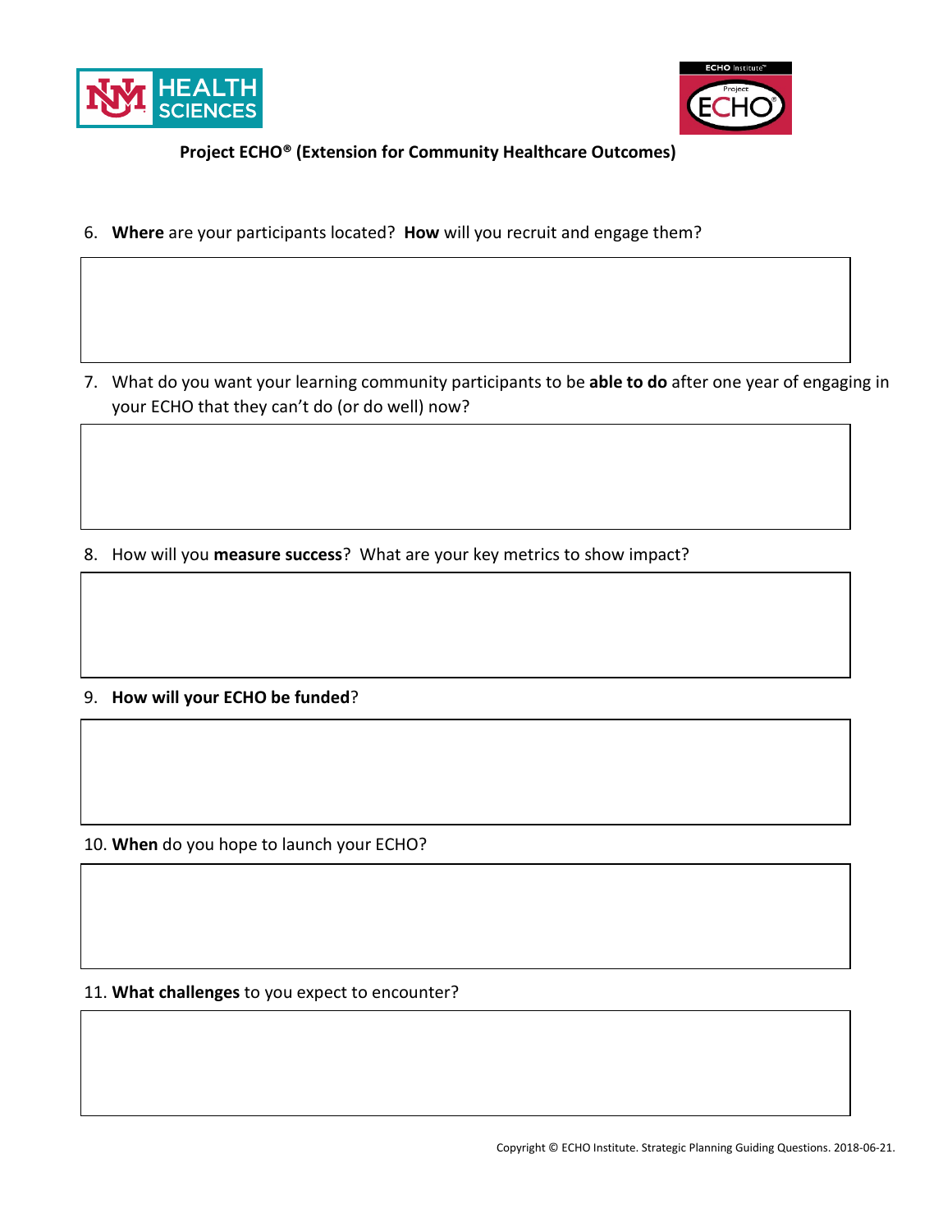**Project ECHO® (Extension for Community Healthcare Outcomes)**

6. **Where** are your participants located? **How** will you recruit and engage them?

7. What do you want your learning community participants to be **able to do** after one year of engaging in your ECHO that they can't do (or do well) now?

8. How will you **measure success**? What are your key metrics to show impact?

9. **How will your ECHO be funded**?

10. **When** do you hope to launch your ECHO?

11. **What challenges** to you expect to encounter?

Copyright © ECHO Institute. Strategic Planning Guiding Questions. 2018-06-21.